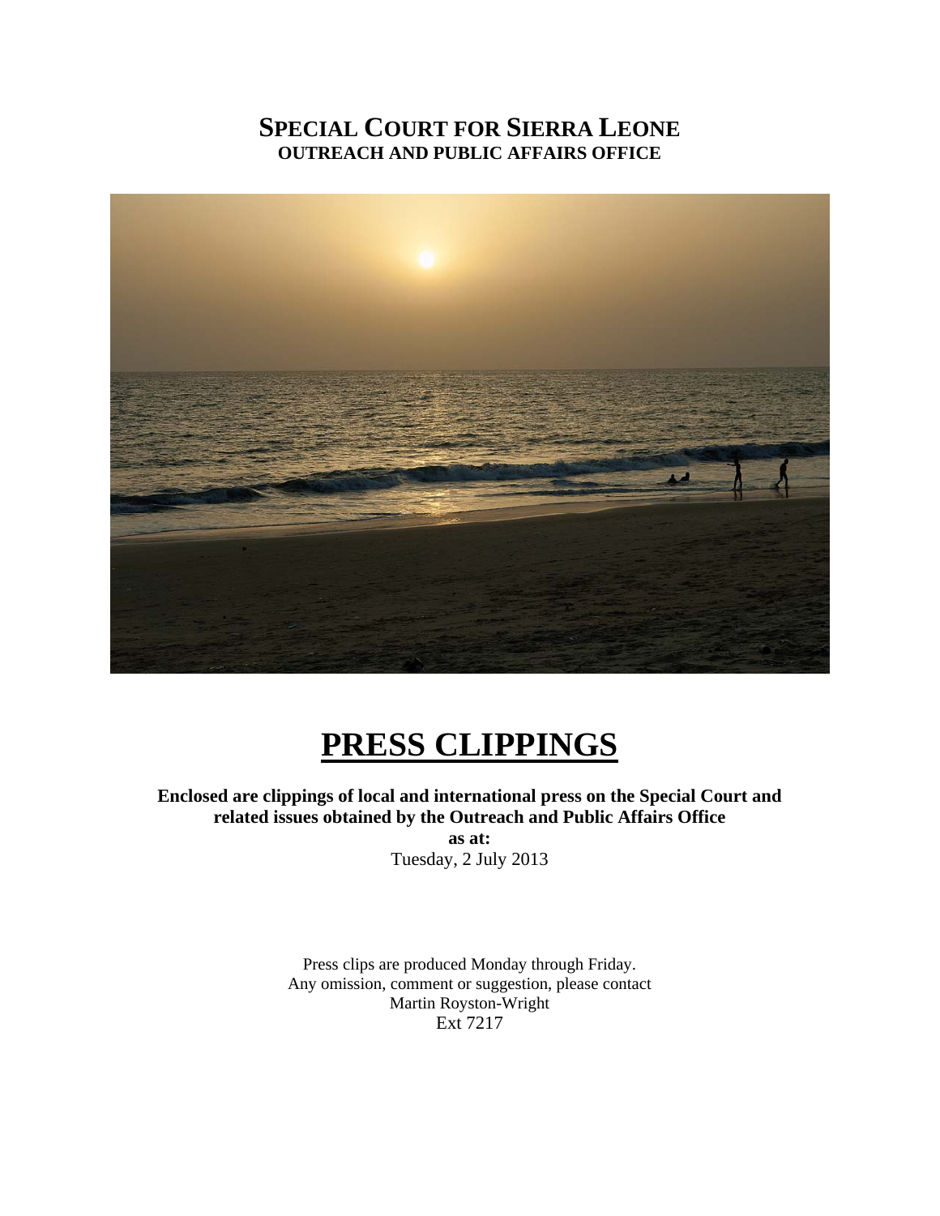# SPECIAL COURT FOR SIERRA LEONE
## OUTREACH AND PUBLIC AFFAIRS OFFICE

# PRESS CLIPPINGS

**Enclosed are clippings of local and international press on the Special Court and related issues obtained by the Outreach and Public Affairs Office**

**as at:**

Tuesday, 2 July 2013

Press clips are produced Monday through Friday.
Any omission, comment or suggestion, please contact
Martin Royston-Wright
Ext 7217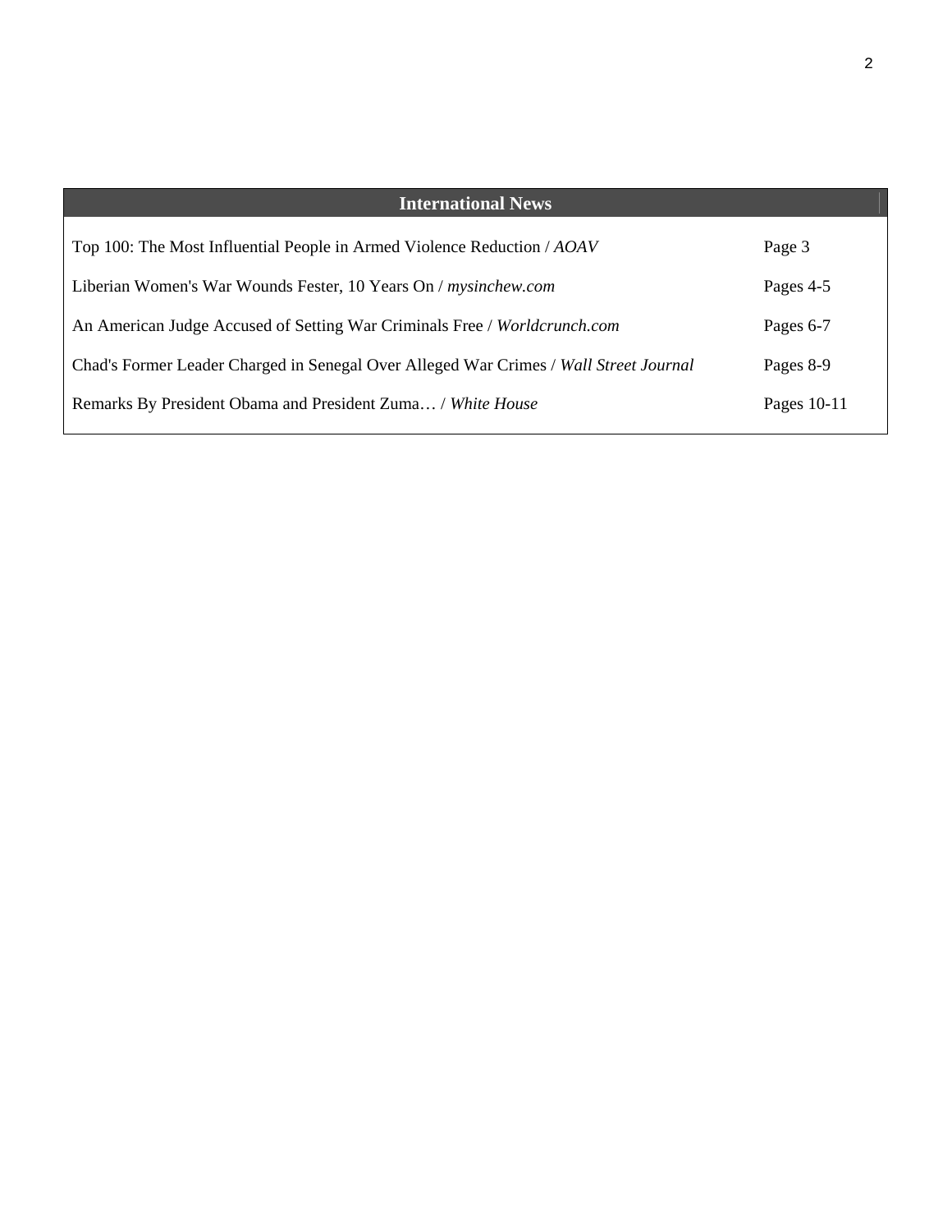## International News

| | |
|---|---|
| Top 100: The Most Influential People in Armed Violence Reduction / *AOAV* | Page 3 |
| Liberian Women's War Wounds Fester, 10 Years On / *mysinchew.com* | Pages 4-5 |
| An American Judge Accused of Setting War Criminals Free / *Worldcrunch.com* | Pages 6-7 |
| Chad's Former Leader Charged in Senegal Over Alleged War Crimes / *Wall Street Journal* | Pages 8-9 |
| Remarks By President Obama and President Zuma… / *White House* | Pages 10-11 |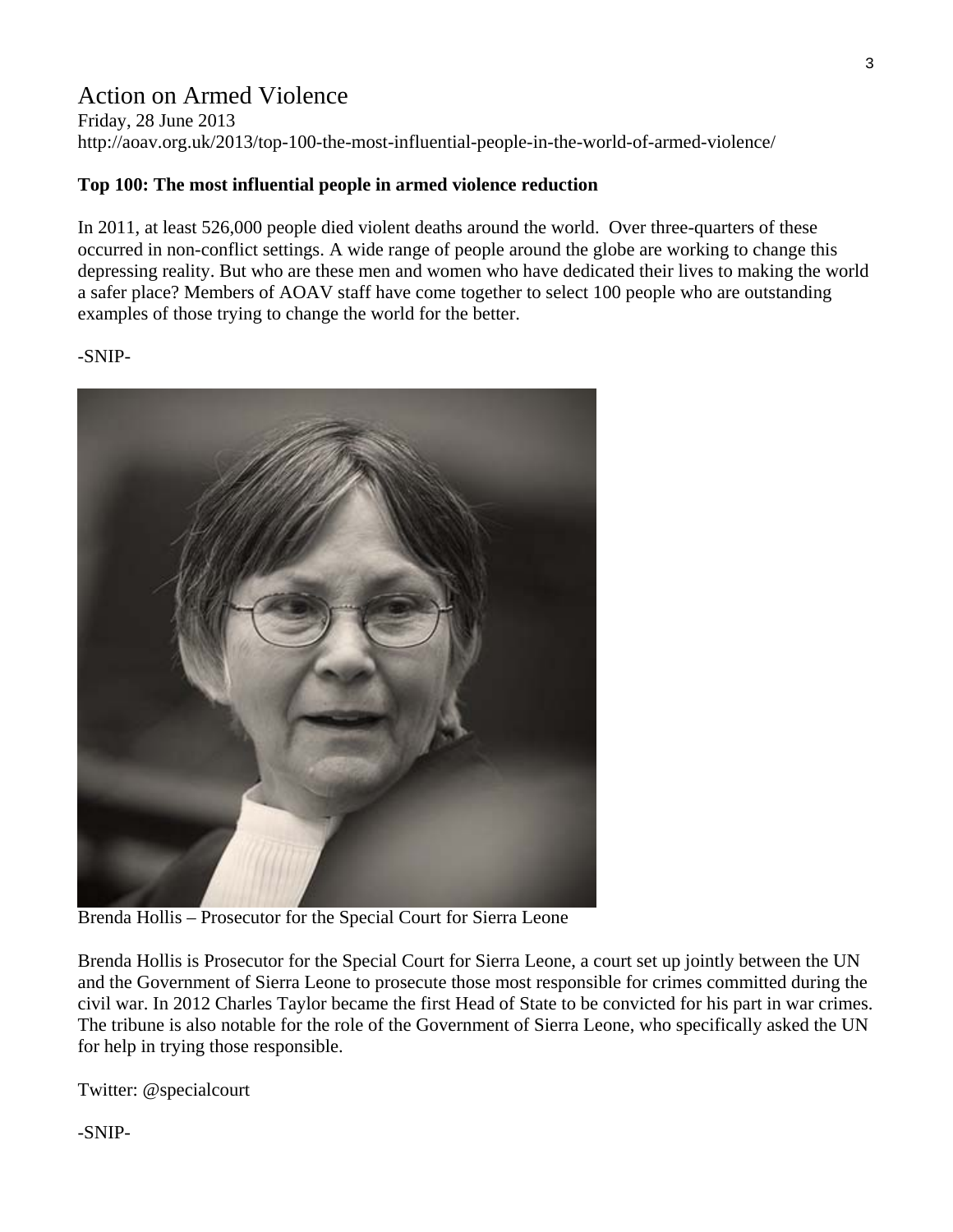# Action on Armed Violence

Friday, 28 June 2013

http://aoav.org.uk/2013/top-100-the-most-influential-people-in-the-world-of-armed-violence/

**Top 100: The most influential people in armed violence reduction**

In 2011, at least 526,000 people died violent deaths around the world. Over three-quarters of these occurred in non-conflict settings. A wide range of people around the globe are working to change this depressing reality. But who are these men and women who have dedicated their lives to making the world a safer place? Members of AOAV staff have come together to select 100 people who are outstanding examples of those trying to change the world for the better.

-SNIP-

Brenda Hollis – Prosecutor for the Special Court for Sierra Leone

Brenda Hollis is Prosecutor for the Special Court for Sierra Leone, a court set up jointly between the UN and the Government of Sierra Leone to prosecute those most responsible for crimes committed during the civil war. In 2012 Charles Taylor became the first Head of State to be convicted for his part in war crimes. The tribune is also notable for the role of the Government of Sierra Leone, who specifically asked the UN for help in trying those responsible.

Twitter: @specialcourt

-SNIP-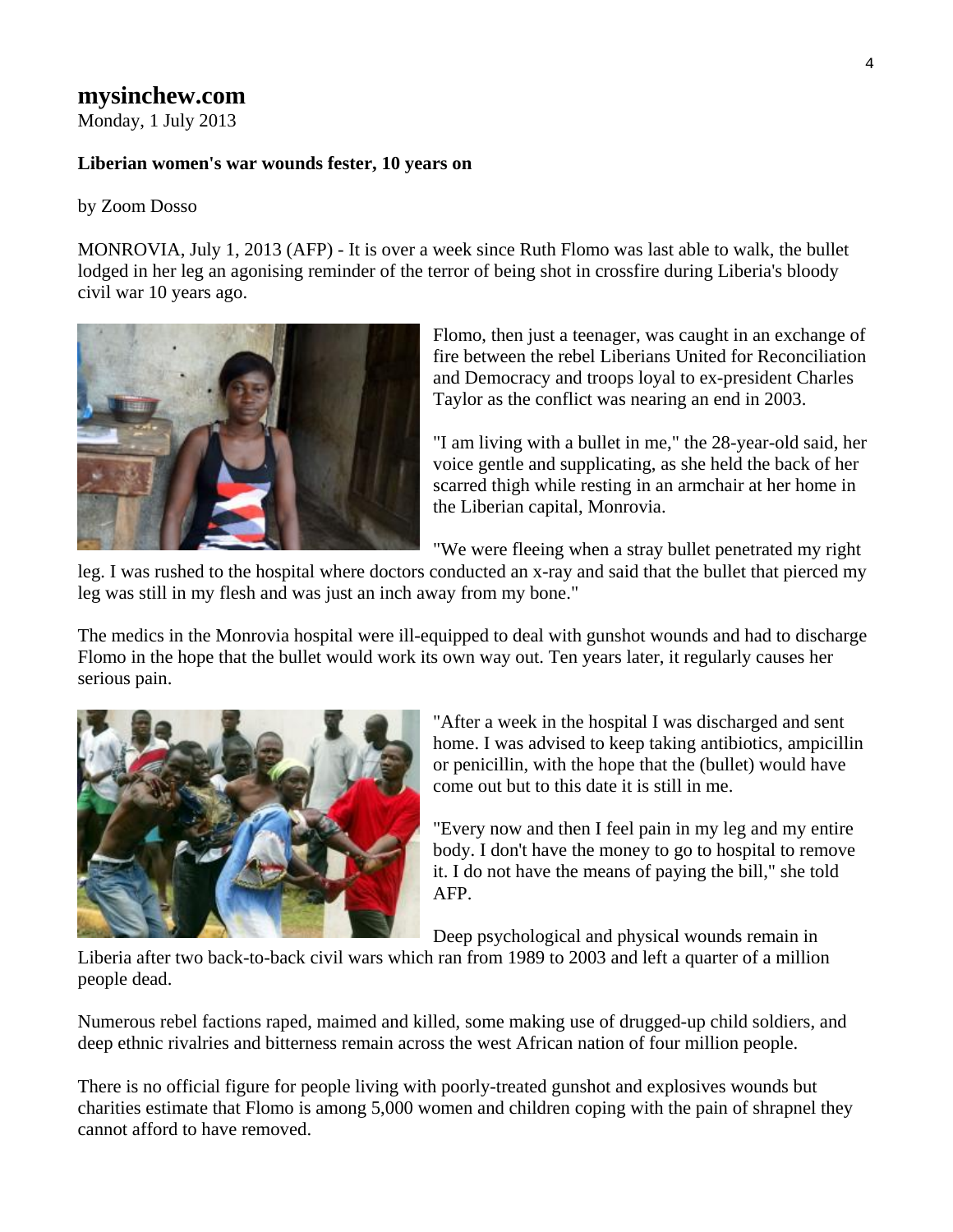**mysinchew.com**
Monday, 1 July 2013

**Liberian women's war wounds fester, 10 years on**

by Zoom Dosso

MONROVIA, July 1, 2013 (AFP) - It is over a week since Ruth Flomo was last able to walk, the bullet lodged in her leg an agonising reminder of the terror of being shot in crossfire during Liberia's bloody civil war 10 years ago.

Flomo, then just a teenager, was caught in an exchange of fire between the rebel Liberians United for Reconciliation and Democracy and troops loyal to ex-president Charles Taylor as the conflict was nearing an end in 2003.

"I am living with a bullet in me," the 28-year-old said, her voice gentle and supplicating, as she held the back of her scarred thigh while resting in an armchair at her home in the Liberian capital, Monrovia.

"We were fleeing when a stray bullet penetrated my right leg. I was rushed to the hospital where doctors conducted an x-ray and said that the bullet that pierced my leg was still in my flesh and was just an inch away from my bone."

The medics in the Monrovia hospital were ill-equipped to deal with gunshot wounds and had to discharge Flomo in the hope that the bullet would work its own way out. Ten years later, it regularly causes her serious pain.

"After a week in the hospital I was discharged and sent home. I was advised to keep taking antibiotics, ampicillin or penicillin, with the hope that the (bullet) would have come out but to this date it is still in me.

"Every now and then I feel pain in my leg and my entire body. I don't have the money to go to hospital to remove it. I do not have the means of paying the bill," she told AFP.

Deep psychological and physical wounds remain in Liberia after two back-to-back civil wars which ran from 1989 to 2003 and left a quarter of a million people dead.

Numerous rebel factions raped, maimed and killed, some making use of drugged-up child soldiers, and deep ethnic rivalries and bitterness remain across the west African nation of four million people.

There is no official figure for people living with poorly-treated gunshot and explosives wounds but charities estimate that Flomo is among 5,000 women and children coping with the pain of shrapnel they cannot afford to have removed.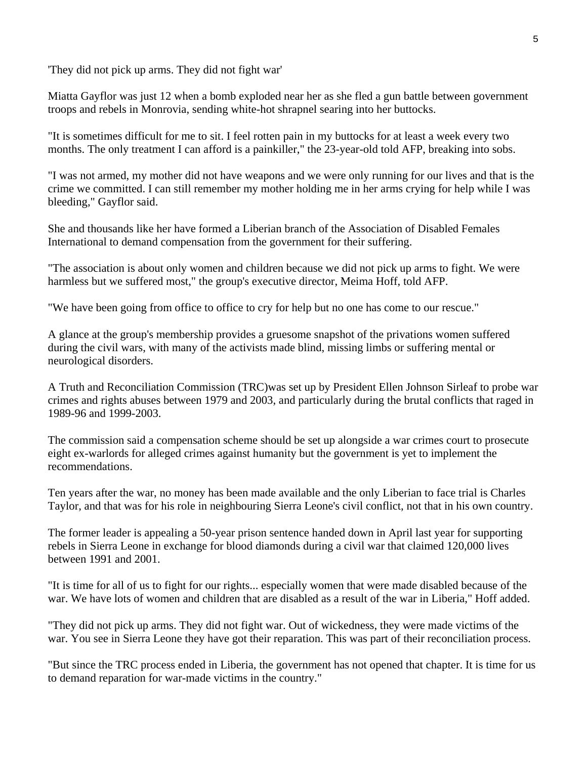'They did not pick up arms. They did not fight war'

Miatta Gayflor was just 12 when a bomb exploded near her as she fled a gun battle between government troops and rebels in Monrovia, sending white-hot shrapnel searing into her buttocks.

"It is sometimes difficult for me to sit. I feel rotten pain in my buttocks for at least a week every two months. The only treatment I can afford is a painkiller," the 23-year-old told AFP, breaking into sobs.

"I was not armed, my mother did not have weapons and we were only running for our lives and that is the crime we committed. I can still remember my mother holding me in her arms crying for help while I was bleeding," Gayflor said.

She and thousands like her have formed a Liberian branch of the Association of Disabled Females International to demand compensation from the government for their suffering.

"The association is about only women and children because we did not pick up arms to fight. We were harmless but we suffered most," the group's executive director, Meima Hoff, told AFP.

"We have been going from office to office to cry for help but no one has come to our rescue."

A glance at the group's membership provides a gruesome snapshot of the privations women suffered during the civil wars, with many of the activists made blind, missing limbs or suffering mental or neurological disorders.

A Truth and Reconciliation Commission (TRC)was set up by President Ellen Johnson Sirleaf to probe war crimes and rights abuses between 1979 and 2003, and particularly during the brutal conflicts that raged in 1989-96 and 1999-2003.

The commission said a compensation scheme should be set up alongside a war crimes court to prosecute eight ex-warlords for alleged crimes against humanity but the government is yet to implement the recommendations.

Ten years after the war, no money has been made available and the only Liberian to face trial is Charles Taylor, and that was for his role in neighbouring Sierra Leone's civil conflict, not that in his own country.

The former leader is appealing a 50-year prison sentence handed down in April last year for supporting rebels in Sierra Leone in exchange for blood diamonds during a civil war that claimed 120,000 lives between 1991 and 2001.

"It is time for all of us to fight for our rights... especially women that were made disabled because of the war. We have lots of women and children that are disabled as a result of the war in Liberia," Hoff added.

"They did not pick up arms. They did not fight war. Out of wickedness, they were made victims of the war. You see in Sierra Leone they have got their reparation. This was part of their reconciliation process.

"But since the TRC process ended in Liberia, the government has not opened that chapter. It is time for us to demand reparation for war-made victims in the country."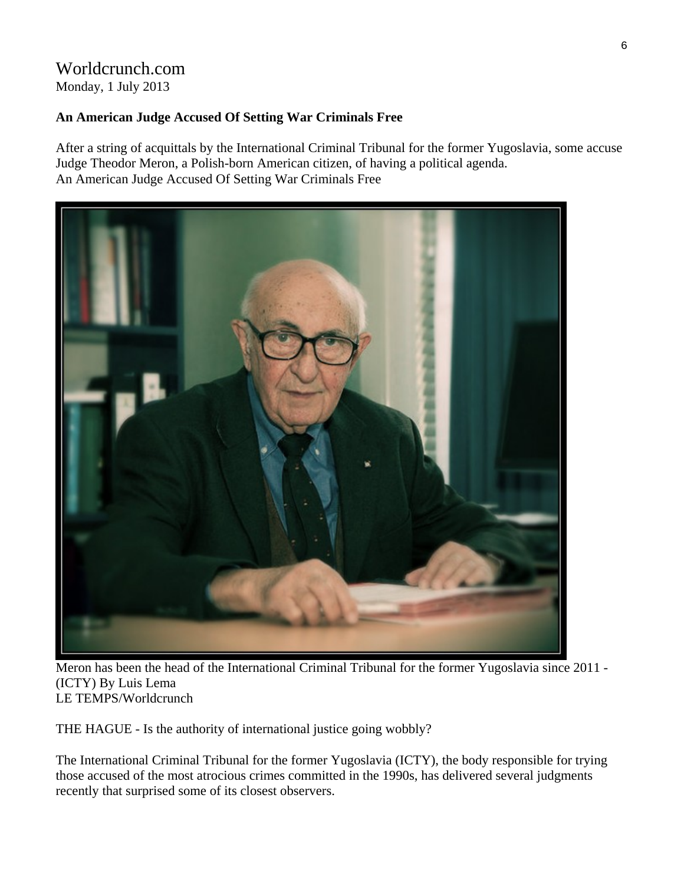Worldcrunch.com
Monday, 1 July 2013

**An American Judge Accused Of Setting War Criminals Free**

After a string of acquittals by the International Criminal Tribunal for the former Yugoslavia, some accuse Judge Theodor Meron, a Polish-born American citizen, of having a political agenda.
An American Judge Accused Of Setting War Criminals Free

Meron has been the head of the International Criminal Tribunal for the former Yugoslavia since 2011 - (ICTY) By Luis Lema
LE TEMPS/Worldcrunch

THE HAGUE - Is the authority of international justice going wobbly?

The International Criminal Tribunal for the former Yugoslavia (ICTY), the body responsible for trying those accused of the most atrocious crimes committed in the 1990s, has delivered several judgments recently that surprised some of its closest observers.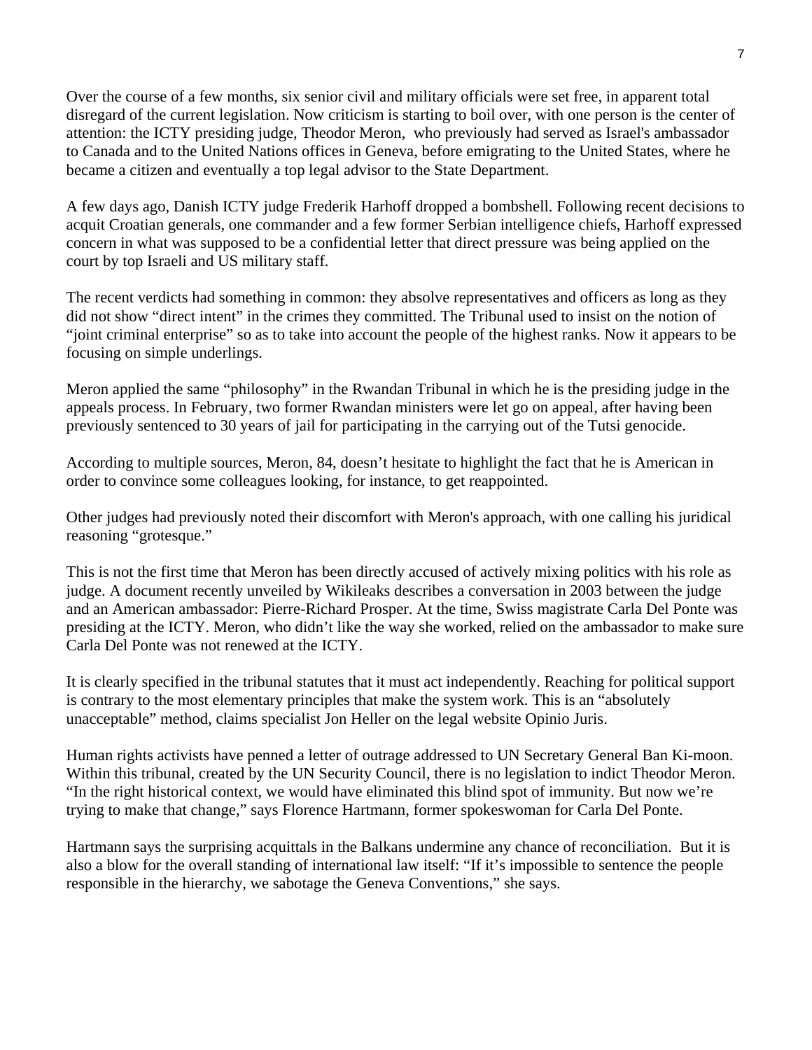Over the course of a few months, six senior civil and military officials were set free, in apparent total disregard of the current legislation. Now criticism is starting to boil over, with one person is the center of attention: the ICTY presiding judge, Theodor Meron, who previously had served as Israel's ambassador to Canada and to the United Nations offices in Geneva, before emigrating to the United States, where he became a citizen and eventually a top legal advisor to the State Department.

A few days ago, Danish ICTY judge Frederik Harhoff dropped a bombshell. Following recent decisions to acquit Croatian generals, one commander and a few former Serbian intelligence chiefs, Harhoff expressed concern in what was supposed to be a confidential letter that direct pressure was being applied on the court by top Israeli and US military staff.

The recent verdicts had something in common: they absolve representatives and officers as long as they did not show "direct intent" in the crimes they committed. The Tribunal used to insist on the notion of "joint criminal enterprise" so as to take into account the people of the highest ranks. Now it appears to be focusing on simple underlings.

Meron applied the same "philosophy" in the Rwandan Tribunal in which he is the presiding judge in the appeals process. In February, two former Rwandan ministers were let go on appeal, after having been previously sentenced to 30 years of jail for participating in the carrying out of the Tutsi genocide.

According to multiple sources, Meron, 84, doesn't hesitate to highlight the fact that he is American in order to convince some colleagues looking, for instance, to get reappointed.

Other judges had previously noted their discomfort with Meron's approach, with one calling his juridical reasoning "grotesque."

This is not the first time that Meron has been directly accused of actively mixing politics with his role as judge. A document recently unveiled by Wikileaks describes a conversation in 2003 between the judge and an American ambassador: Pierre-Richard Prosper. At the time, Swiss magistrate Carla Del Ponte was presiding at the ICTY. Meron, who didn't like the way she worked, relied on the ambassador to make sure Carla Del Ponte was not renewed at the ICTY.

It is clearly specified in the tribunal statutes that it must act independently. Reaching for political support is contrary to the most elementary principles that make the system work. This is an "absolutely unacceptable" method, claims specialist Jon Heller on the legal website Opinio Juris.

Human rights activists have penned a letter of outrage addressed to UN Secretary General Ban Ki-moon. Within this tribunal, created by the UN Security Council, there is no legislation to indict Theodor Meron. "In the right historical context, we would have eliminated this blind spot of immunity. But now we're trying to make that change," says Florence Hartmann, former spokeswoman for Carla Del Ponte.

Hartmann says the surprising acquittals in the Balkans undermine any chance of reconciliation. But it is also a blow for the overall standing of international law itself: "If it's impossible to sentence the people responsible in the hierarchy, we sabotage the Geneva Conventions," she says.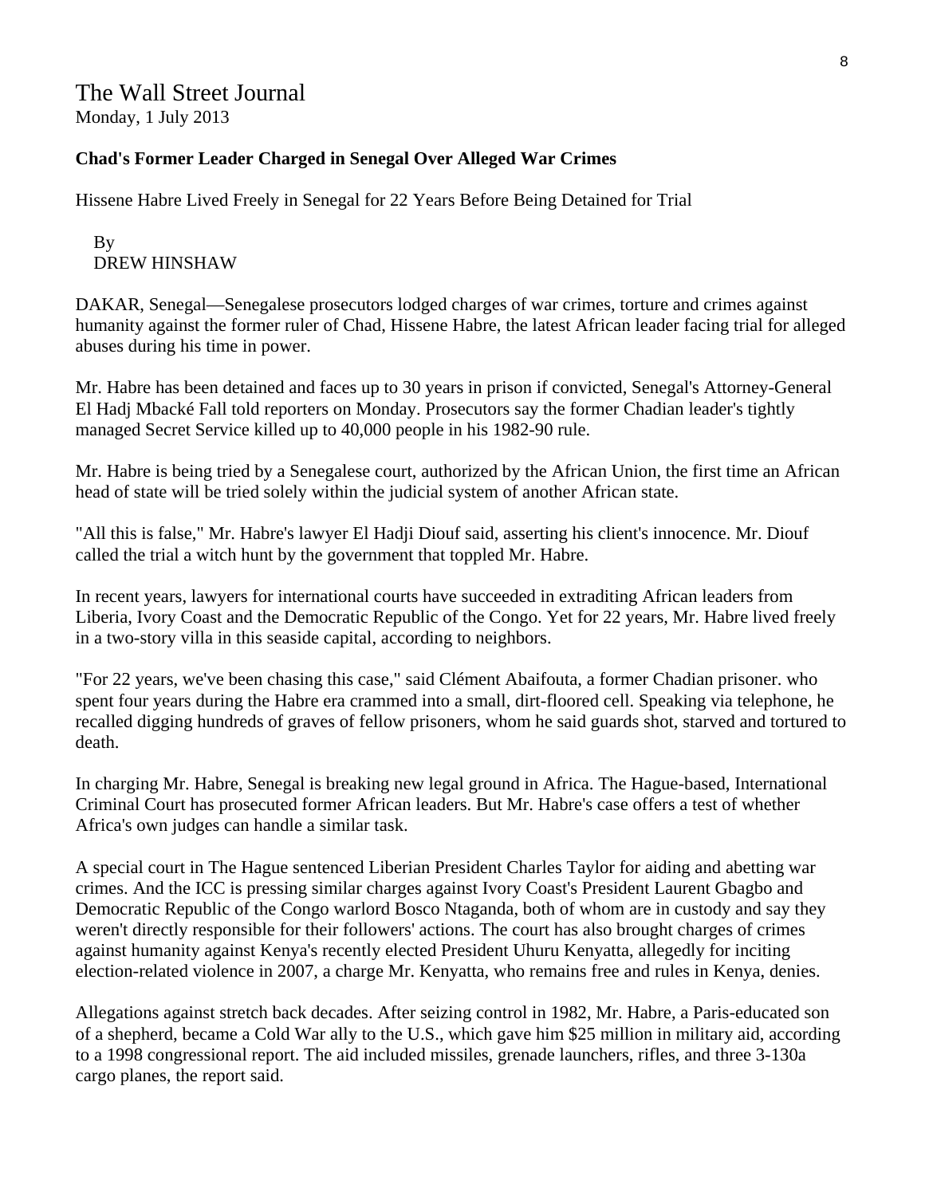The Wall Street Journal
Monday, 1 July 2013

**Chad's Former Leader Charged in Senegal Over Alleged War Crimes**

Hissene Habre Lived Freely in Senegal for 22 Years Before Being Detained for Trial

By
DREW HINSHAW

DAKAR, Senegal—Senegalese prosecutors lodged charges of war crimes, torture and crimes against humanity against the former ruler of Chad, Hissene Habre, the latest African leader facing trial for alleged abuses during his time in power.

Mr. Habre has been detained and faces up to 30 years in prison if convicted, Senegal's Attorney-General El Hadj Mbacké Fall told reporters on Monday. Prosecutors say the former Chadian leader's tightly managed Secret Service killed up to 40,000 people in his 1982-90 rule.

Mr. Habre is being tried by a Senegalese court, authorized by the African Union, the first time an African head of state will be tried solely within the judicial system of another African state.

"All this is false," Mr. Habre's lawyer El Hadji Diouf said, asserting his client's innocence. Mr. Diouf called the trial a witch hunt by the government that toppled Mr. Habre.

In recent years, lawyers for international courts have succeeded in extraditing African leaders from Liberia, Ivory Coast and the Democratic Republic of the Congo. Yet for 22 years, Mr. Habre lived freely in a two-story villa in this seaside capital, according to neighbors.

"For 22 years, we've been chasing this case," said Clément Abaifouta, a former Chadian prisoner. who spent four years during the Habre era crammed into a small, dirt-floored cell. Speaking via telephone, he recalled digging hundreds of graves of fellow prisoners, whom he said guards shot, starved and tortured to death.

In charging Mr. Habre, Senegal is breaking new legal ground in Africa. The Hague-based, International Criminal Court has prosecuted former African leaders. But Mr. Habre's case offers a test of whether Africa's own judges can handle a similar task.

A special court in The Hague sentenced Liberian President Charles Taylor for aiding and abetting war crimes. And the ICC is pressing similar charges against Ivory Coast's President Laurent Gbagbo and Democratic Republic of the Congo warlord Bosco Ntaganda, both of whom are in custody and say they weren't directly responsible for their followers' actions. The court has also brought charges of crimes against humanity against Kenya's recently elected President Uhuru Kenyatta, allegedly for inciting election-related violence in 2007, a charge Mr. Kenyatta, who remains free and rules in Kenya, denies.

Allegations against stretch back decades. After seizing control in 1982, Mr. Habre, a Paris-educated son of a shepherd, became a Cold War ally to the U.S., which gave him $25 million in military aid, according to a 1998 congressional report. The aid included missiles, grenade launchers, rifles, and three 3-130a cargo planes, the report said.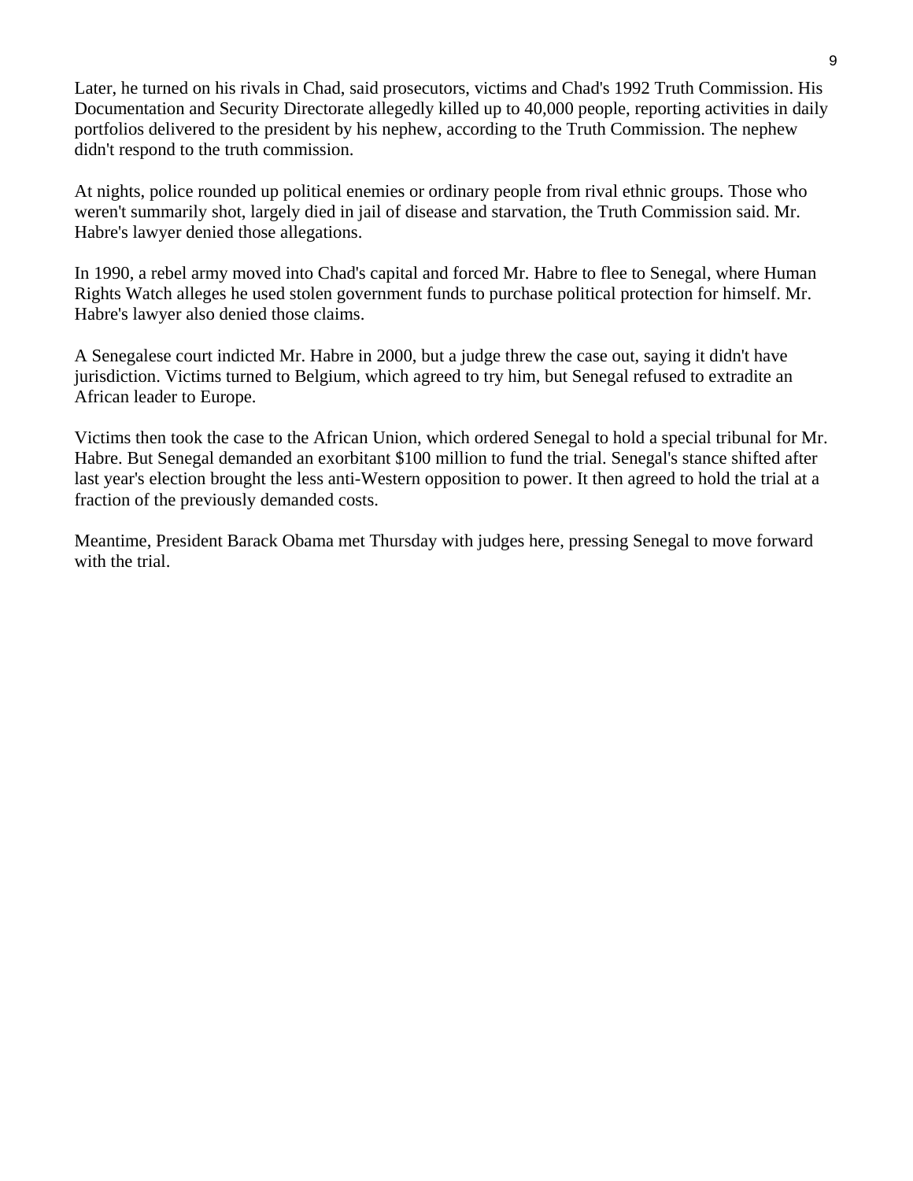Later, he turned on his rivals in Chad, said prosecutors, victims and Chad's 1992 Truth Commission. His Documentation and Security Directorate allegedly killed up to 40,000 people, reporting activities in daily portfolios delivered to the president by his nephew, according to the Truth Commission. The nephew didn't respond to the truth commission.

At nights, police rounded up political enemies or ordinary people from rival ethnic groups. Those who weren't summarily shot, largely died in jail of disease and starvation, the Truth Commission said. Mr. Habre's lawyer denied those allegations.

In 1990, a rebel army moved into Chad's capital and forced Mr. Habre to flee to Senegal, where Human Rights Watch alleges he used stolen government funds to purchase political protection for himself. Mr. Habre's lawyer also denied those claims.

A Senegalese court indicted Mr. Habre in 2000, but a judge threw the case out, saying it didn't have jurisdiction. Victims turned to Belgium, which agreed to try him, but Senegal refused to extradite an African leader to Europe.

Victims then took the case to the African Union, which ordered Senegal to hold a special tribunal for Mr. Habre. But Senegal demanded an exorbitant $100 million to fund the trial. Senegal's stance shifted after last year's election brought the less anti-Western opposition to power. It then agreed to hold the trial at a fraction of the previously demanded costs.

Meantime, President Barack Obama met Thursday with judges here, pressing Senegal to move forward with the trial.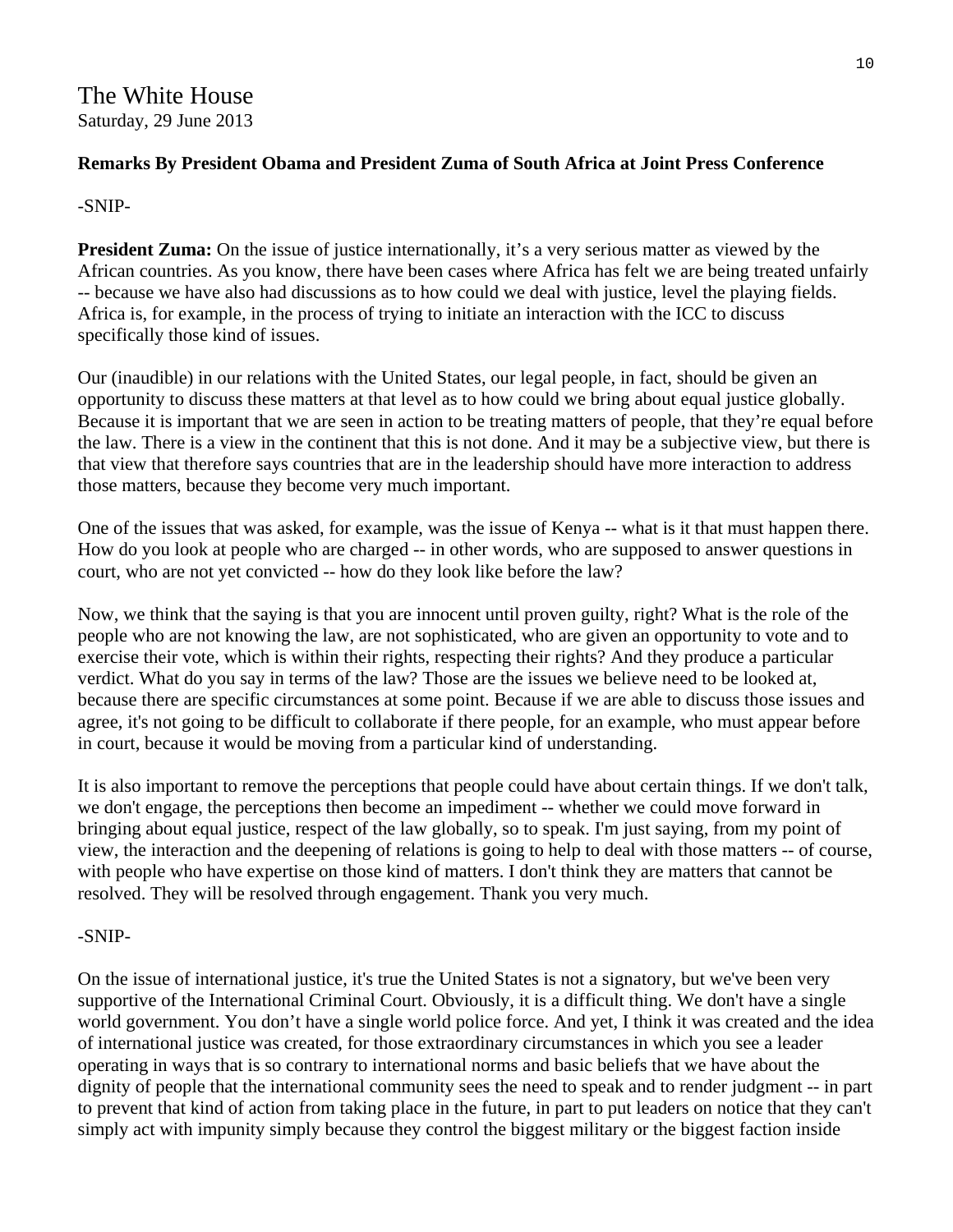The White House
Saturday, 29 June 2013

**Remarks By President Obama and President Zuma of South Africa at Joint Press Conference**

-SNIP-

**President Zuma:** On the issue of justice internationally, it's a very serious matter as viewed by the African countries. As you know, there have been cases where Africa has felt we are being treated unfairly -- because we have also had discussions as to how could we deal with justice, level the playing fields. Africa is, for example, in the process of trying to initiate an interaction with the ICC to discuss specifically those kind of issues.

Our (inaudible) in our relations with the United States, our legal people, in fact, should be given an opportunity to discuss these matters at that level as to how could we bring about equal justice globally. Because it is important that we are seen in action to be treating matters of people, that they're equal before the law. There is a view in the continent that this is not done. And it may be a subjective view, but there is that view that therefore says countries that are in the leadership should have more interaction to address those matters, because they become very much important.

One of the issues that was asked, for example, was the issue of Kenya -- what is it that must happen there. How do you look at people who are charged -- in other words, who are supposed to answer questions in court, who are not yet convicted -- how do they look like before the law?

Now, we think that the saying is that you are innocent until proven guilty, right? What is the role of the people who are not knowing the law, are not sophisticated, who are given an opportunity to vote and to exercise their vote, which is within their rights, respecting their rights? And they produce a particular verdict. What do you say in terms of the law? Those are the issues we believe need to be looked at, because there are specific circumstances at some point. Because if we are able to discuss those issues and agree, it's not going to be difficult to collaborate if there people, for an example, who must appear before in court, because it would be moving from a particular kind of understanding.

It is also important to remove the perceptions that people could have about certain things. If we don't talk, we don't engage, the perceptions then become an impediment -- whether we could move forward in bringing about equal justice, respect of the law globally, so to speak. I'm just saying, from my point of view, the interaction and the deepening of relations is going to help to deal with those matters -- of course, with people who have expertise on those kind of matters. I don't think they are matters that cannot be resolved. They will be resolved through engagement. Thank you very much.

-SNIP-

On the issue of international justice, it's true the United States is not a signatory, but we've been very supportive of the International Criminal Court. Obviously, it is a difficult thing. We don't have a single world government. You don't have a single world police force. And yet, I think it was created and the idea of international justice was created, for those extraordinary circumstances in which you see a leader operating in ways that is so contrary to international norms and basic beliefs that we have about the dignity of people that the international community sees the need to speak and to render judgment -- in part to prevent that kind of action from taking place in the future, in part to put leaders on notice that they can't simply act with impunity simply because they control the biggest military or the biggest faction inside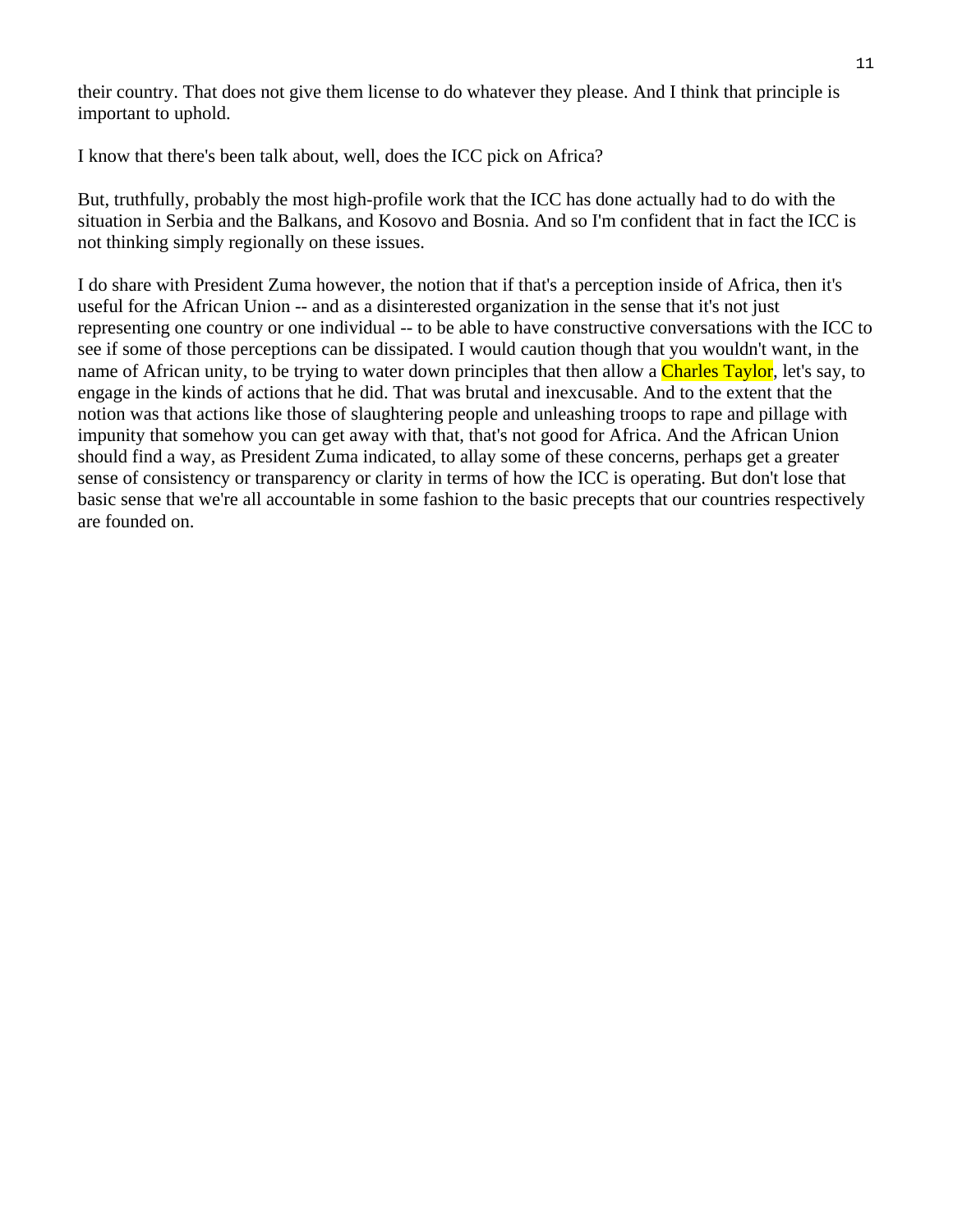their country. That does not give them license to do whatever they please. And I think that principle is important to uphold.

I know that there's been talk about, well, does the ICC pick on Africa?

But, truthfully, probably the most high-profile work that the ICC has done actually had to do with the situation in Serbia and the Balkans, and Kosovo and Bosnia. And so I'm confident that in fact the ICC is not thinking simply regionally on these issues.

I do share with President Zuma however, the notion that if that's a perception inside of Africa, then it's useful for the African Union -- and as a disinterested organization in the sense that it's not just representing one country or one individual -- to be able to have constructive conversations with the ICC to see if some of those perceptions can be dissipated. I would caution though that you wouldn't want, in the name of African unity, to be trying to water down principles that then allow a Charles Taylor, let's say, to engage in the kinds of actions that he did. That was brutal and inexcusable. And to the extent that the notion was that actions like those of slaughtering people and unleashing troops to rape and pillage with impunity that somehow you can get away with that, that's not good for Africa. And the African Union should find a way, as President Zuma indicated, to allay some of these concerns, perhaps get a greater sense of consistency or transparency or clarity in terms of how the ICC is operating. But don't lose that basic sense that we're all accountable in some fashion to the basic precepts that our countries respectively are founded on.